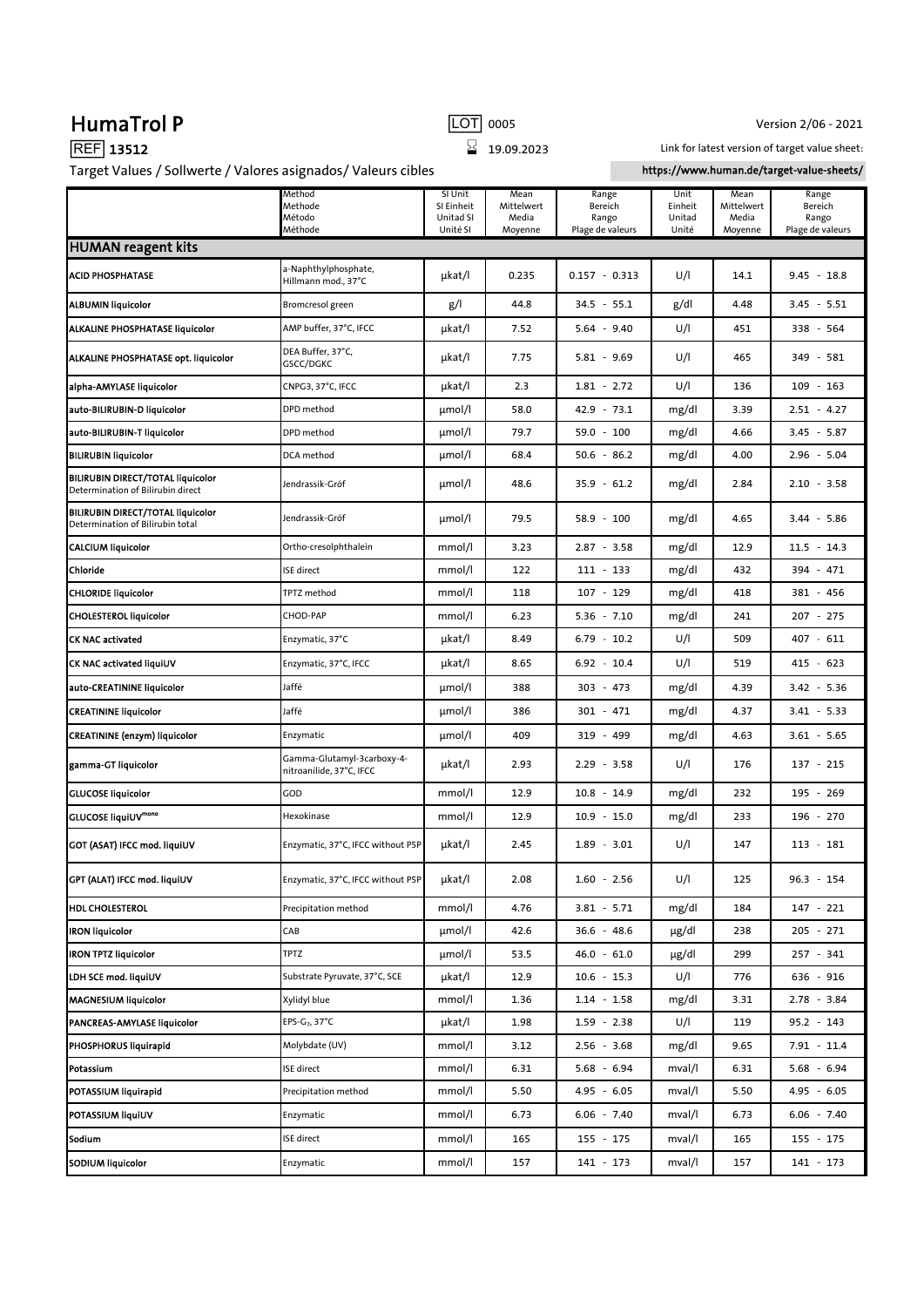# HumaTrol P

LOT 0005

Version 2/06 - 2021

REF **13512**

⌛ 19.09.2023

Link for latest version of target value sheet:

Target Values / Sollwerte / Valores asignados/ Valeurs cibles

**https://www.human.de/target-value-sheets/**

| | Method Methode Método Méthode | SI Unit SI Einheit Unitad SI Unité SI | Mean Mittelwert Media Moyenne | Range Bereich Rango Plage de valeurs | Unit Einheit Unitad Unité | Mean Mittelwert Media Moyenne | Range Bereich Rango Plage de valeurs |
|---|---|---|---|---|---|---|---|
| **HUMAN reagent kits** | | | | | | | |
| **ACID PHOSPHATASE** | a-Naphthylphosphate, Hillmann mod., 37°C | µkat/l | 0.235 | 0.157 - 0.313 | U/l | 14.1 | 9.45 - 18.8 |
| **ALBUMIN liquicolor** | Bromcresol green | g/l | 44.8 | 34.5 - 55.1 | g/dl | 4.48 | 3.45 - 5.51 |
| **ALKALINE PHOSPHATASE liquicolor** | AMP buffer, 37°C, IFCC | µkat/l | 7.52 | 5.64 - 9.40 | U/l | 451 | 338 - 564 |
| **ALKALINE PHOSPHATASE opt. liquicolor** | DEA Buffer, 37°C, GSCC/DGKC | µkat/l | 7.75 | 5.81 - 9.69 | U/l | 465 | 349 - 581 |
| **alpha-AMYLASE liquicolor** | CNPG3, 37°C, IFCC | µkat/l | 2.3 | 1.81 - 2.72 | U/l | 136 | 109 - 163 |
| **auto-BILIRUBIN-D liquicolor** | DPD method | µmol/l | 58.0 | 42.9 - 73.1 | mg/dl | 3.39 | 2.51 - 4.27 |
| **auto-BILIRUBIN-T liquicolor** | DPD method | µmol/l | 79.7 | 59.0 - 100 | mg/dl | 4.66 | 3.45 - 5.87 |
| **BILIRUBIN liquicolor** | DCA method | µmol/l | 68.4 | 50.6 - 86.2 | mg/dl | 4.00 | 2.96 - 5.04 |
| **BILIRUBIN DIRECT/TOTAL liquicolor** Determination of Bilirubin direct | Jendrassik-Gróf | µmol/l | 48.6 | 35.9 - 61.2 | mg/dl | 2.84 | 2.10 - 3.58 |
| **BILIRUBIN DIRECT/TOTAL liquicolor** Determination of Bilirubin total | Jendrassik-Gróf | µmol/l | 79.5 | 58.9 - 100 | mg/dl | 4.65 | 3.44 - 5.86 |
| **CALCIUM liquicolor** | Ortho-cresolphthalein | mmol/l | 3.23 | 2.87 - 3.58 | mg/dl | 12.9 | 11.5 - 14.3 |
| **Chloride** | ISE direct | mmol/l | 122 | 111 - 133 | mg/dl | 432 | 394 - 471 |
| **CHLORIDE liquicolor** | TPTZ method | mmol/l | 118 | 107 - 129 | mg/dl | 418 | 381 - 456 |
| **CHOLESTEROL liquicolor** | CHOD-PAP | mmol/l | 6.23 | 5.36 - 7.10 | mg/dl | 241 | 207 - 275 |
| **CK NAC activated** | Enzymatic, 37°C | µkat/l | 8.49 | 6.79 - 10.2 | U/l | 509 | 407 - 611 |
| **CK NAC activated liquiUV** | Enzymatic, 37°C, IFCC | µkat/l | 8.65 | 6.92 - 10.4 | U/l | 519 | 415 - 623 |
| **auto-CREATININE liquicolor** | Jaffé | µmol/l | 388 | 303 - 473 | mg/dl | 4.39 | 3.42 - 5.36 |
| **CREATININE liquicolor** | Jaffé | µmol/l | 386 | 301 - 471 | mg/dl | 4.37 | 3.41 - 5.33 |
| **CREATININE (enzym) liquicolor** | Enzymatic | µmol/l | 409 | 319 - 499 | mg/dl | 4.63 | 3.61 - 5.65 |
| **gamma-GT liquicolor** | Gamma-Glutamyl-3carboxy-4-nitroanilide, 37°C, IFCC | µkat/l | 2.93 | 2.29 - 3.58 | U/l | 176 | 137 - 215 |
| **GLUCOSE liquicolor** | GOD | mmol/l | 12.9 | 10.8 - 14.9 | mg/dl | 232 | 195 - 269 |
| **GLUCOSE liquiUV$^{mono}$** | Hexokinase | mmol/l | 12.9 | 10.9 - 15.0 | mg/dl | 233 | 196 - 270 |
| **GOT (ASAT) IFCC mod. liquiUV** | Enzymatic, 37°C, IFCC without P5P | µkat/l | 2.45 | 1.89 - 3.01 | U/l | 147 | 113 - 181 |
| **GPT (ALAT) IFCC mod. liquiUV** | Enzymatic, 37°C, IFCC without P5P | µkat/l | 2.08 | 1.60 - 2.56 | U/l | 125 | 96.3 - 154 |
| **HDL CHOLESTEROL** | Precipitation method | mmol/l | 4.76 | 3.81 - 5.71 | mg/dl | 184 | 147 - 221 |
| **IRON liquicolor** | CAB | µmol/l | 42.6 | 36.6 - 48.6 | µg/dl | 238 | 205 - 271 |
| **IRON TPTZ liquicolor** | TPTZ | µmol/l | 53.5 | 46.0 - 61.0 | µg/dl | 299 | 257 - 341 |
| **LDH SCE mod. liquiUV** | Substrate Pyruvate, 37°C, SCE | µkat/l | 12.9 | 10.6 - 15.3 | U/l | 776 | 636 - 916 |
| **MAGNESIUM liquicolor** | Xylidyl blue | mmol/l | 1.36 | 1.14 - 1.58 | mg/dl | 3.31 | 2.78 - 3.84 |
| **PANCREAS-AMYLASE liquicolor** | EPS-$G_7$, 37°C | µkat/l | 1.98 | 1.59 - 2.38 | U/l | 119 | 95.2 - 143 |
| **PHOSPHORUS liquirapid** | Molybdate (UV) | mmol/l | 3.12 | 2.56 - 3.68 | mg/dl | 9.65 | 7.91 - 11.4 |
| **Potassium** | ISE direct | mmol/l | 6.31 | 5.68 - 6.94 | mval/l | 6.31 | 5.68 - 6.94 |
| **POTASSIUM liquirapid** | Precipitation method | mmol/l | 5.50 | 4.95 - 6.05 | mval/l | 5.50 | 4.95 - 6.05 |
| **POTASSIUM liquiUV** | Enzymatic | mmol/l | 6.73 | 6.06 - 7.40 | mval/l | 6.73 | 6.06 - 7.40 |
| **Sodium** | ISE direct | mmol/l | 165 | 155 - 175 | mval/l | 165 | 155 - 175 |
| **SODIUM liquicolor** | Enzymatic | mmol/l | 157 | 141 - 173 | mval/l | 157 | 141 - 173 |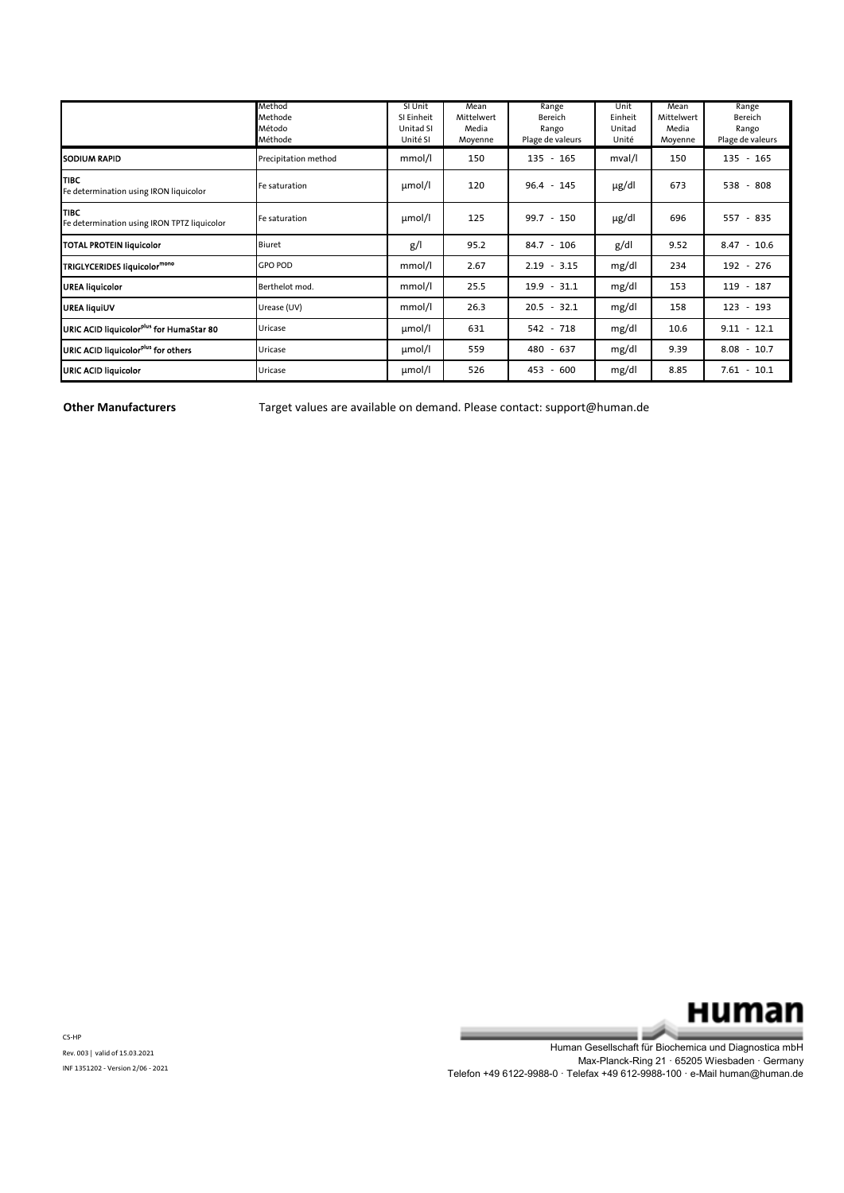| | Method<br>Methode<br>Método<br>Méthode | SI Unit<br>SI Einheit<br>Unitad SI<br>Unité SI | Mean<br>Mittelwert<br>Media<br>Moyenne | Range<br>Bereich<br>Rango<br>Plage de valeurs | Unit<br>Einheit<br>Unitad<br>Unité | Mean<br>Mittelwert<br>Media<br>Moyenne | Range<br>Bereich<br>Rango<br>Plage de valeurs |
|---|---|---|---|---|---|---|---|
| **SODIUM RAPID** | Precipitation method | mmol/l | 150 | 135 - 165 | mval/l | 150 | 135 - 165 |
| **TIBC**<br>Fe determination using IRON liquicolor | Fe saturation | µmol/l | 120 | 96.4 - 145 | µg/dl | 673 | 538 - 808 |
| **TIBC**<br>Fe determination using IRON TPTZ liquicolor | Fe saturation | µmol/l | 125 | 99.7 - 150 | µg/dl | 696 | 557 - 835 |
| **TOTAL PROTEIN liquicolor** | Biuret | g/l | 95.2 | 84.7 - 106 | g/dl | 9.52 | 8.47 - 10.6 |
| **TRIGLYCERIDES liquicolor$^{mono}$** | GPO POD | mmol/l | 2.67 | 2.19 - 3.15 | mg/dl | 234 | 192 - 276 |
| **UREA liquicolor** | Berthelot mod. | mmol/l | 25.5 | 19.9 - 31.1 | mg/dl | 153 | 119 - 187 |
| **UREA liquiUV** | Urease (UV) | mmol/l | 26.3 | 20.5 - 32.1 | mg/dl | 158 | 123 - 193 |
| **URIC ACID liquicolor$^{plus}$ for HumaStar 80** | Uricase | µmol/l | 631 | 542 - 718 | mg/dl | 10.6 | 9.11 - 12.1 |
| **URIC ACID liquicolor$^{plus}$ for others** | Uricase | µmol/l | 559 | 480 - 637 | mg/dl | 9.39 | 8.08 - 10.7 |
| **URIC ACID liquicolor** | Uricase | µmol/l | 526 | 453 - 600 | mg/dl | 8.85 | 7.61 - 10.1 |

**Other Manufacturers** Target values are available on demand. Please contact: support@human.de

CS-HP
Rev. 003 | valid of 15.03.2021
INF 1351202 - Version 2/06 - 2021

Human

Human Gesellschaft für Biochemica und Diagnostica mbH
Max-Planck-Ring 21 · 65205 Wiesbaden · Germany
Telefon +49 6122-9988-0 · Telefax +49 612-9988-100 · e-Mail human@human.de